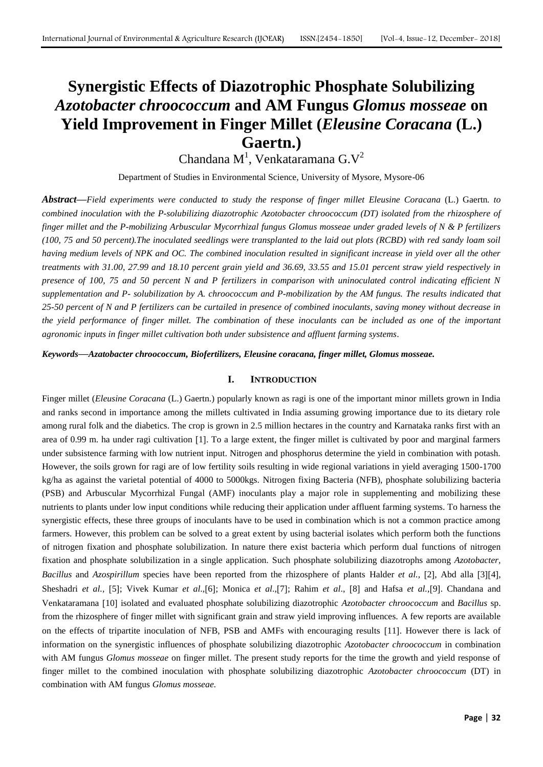# Synergistic Effects of Diazotrophic Phosphate Solubilizing *Azotobacter chroococcum* and AM Fungus *Glomus mosseae* on Yield Improvement in Finger Millet (*Eleusine Coracana* (L.) Gaertn.)

Chandana M[1], Venkataramana G.V[2]

Department of Studies in Environmental Science, University of Mysore, Mysore-06

***Abstract*****—***Field experiments were conducted to study the response of finger millet Eleusine Coracana* (L.) Gaertn*. to combined inoculation with the P-solubilizing diazotrophic Azotobacter chroococcum (DT) isolated from the rhizosphere of finger millet and the P-mobilizing Arbuscular Mycorrhizal fungus Glomus mosseae under graded levels of N & P fertilizers (100, 75 and 50 percent).The inoculated seedlings were transplanted to the laid out plots (RCBD) with red sandy loam soil having medium levels of NPK and OC. The combined inoculation resulted in significant increase in yield over all the other treatments with 31.00, 27.99 and 18.10 percent grain yield and 36.69, 33.55 and 15.01 percent straw yield respectively in presence of 100, 75 and 50 percent N and P fertilizers in comparison with uninoculated control indicating efficient N supplementation and P- solubilization by A. chroococcum and P-mobilization by the AM fungus. The results indicated that 25-50 percent of N and P fertilizers can be curtailed in presence of combined inoculants, saving money without decrease in the yield performance of finger millet. The combination of these inoculants can be included as one of the important agronomic inputs in finger millet cultivation both under subsistence and affluent farming systems*.

***Keywords—Azatobacter chroococcum, Biofertilizers, Eleusine coracana, finger millet, Glomus mosseae.***

## I. INTRODUCTION

Finger millet (*Eleusine Coracana* (L.) Gaertn.) popularly known as ragi is one of the important minor millets grown in India and ranks second in importance among the millets cultivated in India assuming growing importance due to its dietary role among rural folk and the diabetics. The crop is grown in 2.5 million hectares in the country and Karnataka ranks first with an area of 0.99 m. ha under ragi cultivation [1]. To a large extent, the finger millet is cultivated by poor and marginal farmers under subsistence farming with low nutrient input. Nitrogen and phosphorus determine the yield in combination with potash. However, the soils grown for ragi are of low fertility soils resulting in wide regional variations in yield averaging 1500-1700 kg/ha as against the varietal potential of 4000 to 5000kgs. Nitrogen fixing Bacteria (NFB), phosphate solubilizing bacteria (PSB) and Arbuscular Mycorrhizal Fungal (AMF) inoculants play a major role in supplementing and mobilizing these nutrients to plants under low input conditions while reducing their application under affluent farming systems. To harness the synergistic effects, these three groups of inoculants have to be used in combination which is not a common practice among farmers. However, this problem can be solved to a great extent by using bacterial isolates which perform both the functions of nitrogen fixation and phosphate solubilization. In nature there exist bacteria which perform dual functions of nitrogen fixation and phosphate solubilization in a single application. Such phosphate solubilizing diazotrophs among *Azotobacter, Bacillus* and *Azospirillum* species have been reported from the rhizosphere of plants Halder *et al.,* [2], Abd alla [3][4], Sheshadri *et al.,* [5]; Vivek Kumar *et al*.,[6]; Monica *et al*.,[7]; Rahim *et al*., [8] and Hafsa *et al.,*[9]. Chandana and Venkataramana [10] isolated and evaluated phosphate solubilizing diazotrophic *Azotobacter chroococcum* and *Bacillus* sp. from the rhizosphere of finger millet with significant grain and straw yield improving influences. A few reports are available on the effects of tripartite inoculation of NFB, PSB and AMFs with encouraging results [11]. However there is lack of information on the synergistic influences of phosphate solubilizing diazotrophic *Azotobacter chroococcum* in combination with AM fungus *Glomus mosseae* on finger millet. The present study reports for the time the growth and yield response of finger millet to the combined inoculation with phosphate solubilizing diazotrophic *Azotobacter chroococcum* (DT) in combination with AM fungus *Glomus mosseae.*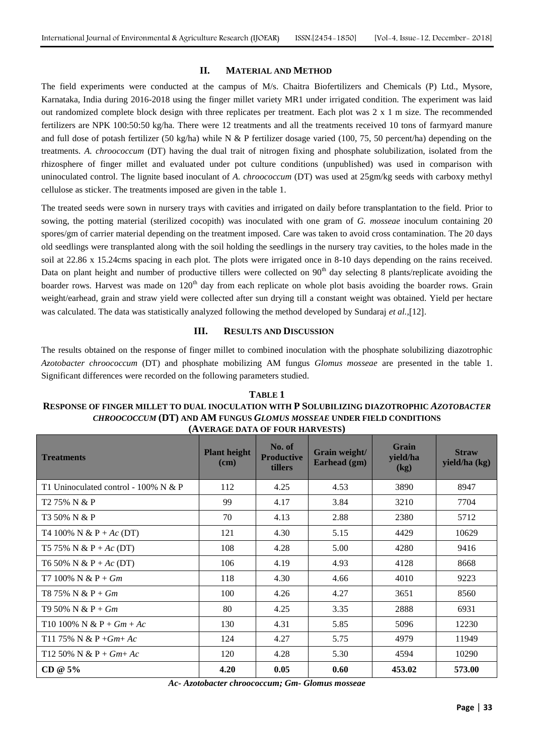## II. MATERIAL AND METHOD

The field experiments were conducted at the campus of M/s. Chaitra Biofertilizers and Chemicals (P) Ltd., Mysore, Karnataka, India during 2016-2018 using the finger millet variety MR1 under irrigated condition. The experiment was laid out randomized complete block design with three replicates per treatment. Each plot was 2 x 1 m size. The recommended fertilizers are NPK 100:50:50 kg/ha. There were 12 treatments and all the treatments received 10 tons of farmyard manure and full dose of potash fertilizer (50 kg/ha) while N & P fertilizer dosage varied (100, 75, 50 percent/ha) depending on the treatments. *A. chroococcum* (DT) having the dual trait of nitrogen fixing and phosphate solubilization, isolated from the rhizosphere of finger millet and evaluated under pot culture conditions (unpublished) was used in comparison with uninoculated control. The lignite based inoculant of *A. chroococcum* (DT) was used at 25gm/kg seeds with carboxy methyl cellulose as sticker. The treatments imposed are given in the table 1.

The treated seeds were sown in nursery trays with cavities and irrigated on daily before transplantation to the field. Prior to sowing, the potting material (sterilized cocopith) was inoculated with one gram of *G. mosseae* inoculum containing 20 spores/gm of carrier material depending on the treatment imposed. Care was taken to avoid cross contamination. The 20 days old seedlings were transplanted along with the soil holding the seedlings in the nursery tray cavities, to the holes made in the soil at 22.86 x 15.24cms spacing in each plot. The plots were irrigated once in 8-10 days depending on the rains received. Data on plant height and number of productive tillers were collected on 90th day selecting 8 plants/replicate avoiding the boarder rows. Harvest was made on 120th day from each replicate on whole plot basis avoiding the boarder rows. Grain weight/earhead, grain and straw yield were collected after sun drying till a constant weight was obtained. Yield per hectare was calculated. The data was statistically analyzed following the method developed by Sundaraj *et al.*,[12].

## III. RESULTS AND DISCUSSION

The results obtained on the response of finger millet to combined inoculation with the phosphate solubilizing diazotrophic *Azotobacter chroococcum* (DT) and phosphate mobilizing AM fungus *Glomus mosseae* are presented in the table 1. Significant differences were recorded on the following parameters studied.

**TABLE 1**
**RESPONSE OF FINGER MILLET TO DUAL INOCULATION WITH P SOLUBILIZING DIAZOTROPHIC *AZOTOBACTER CHROOCOCCUM* (DT) AND AM FUNGUS *GLOMUS MOSSEAE* UNDER FIELD CONDITIONS (AVERAGE DATA OF FOUR HARVESTS)**

| Treatments | Plant height (cm) | No. of Productive tillers | Grain weight/ Earhead (gm) | Grain yield/ha (kg) | Straw yield/ha (kg) |
|---|---|---|---|---|---|
| T1 Uninoculated control - 100% N & P | 112 | 4.25 | 4.53 | 3890 | 8947 |
| T2 75% N & P | 99 | 4.17 | 3.84 | 3210 | 7704 |
| T3 50% N & P | 70 | 4.13 | 2.88 | 2380 | 5712 |
| T4 100% N & P + *Ac* (DT) | 121 | 4.30 | 5.15 | 4429 | 10629 |
| T5 75% N & P + *Ac* (DT) | 108 | 4.28 | 5.00 | 4280 | 9416 |
| T6 50% N & P + *Ac* (DT) | 106 | 4.19 | 4.93 | 4128 | 8668 |
| T7 100% N & P + *Gm* | 118 | 4.30 | 4.66 | 4010 | 9223 |
| T8 75% N & P + *Gm* | 100 | 4.26 | 4.27 | 3651 | 8560 |
| T9 50% N & P + *Gm* | 80 | 4.25 | 3.35 | 2888 | 6931 |
| T10 100% N & P + *Gm* + *Ac* | 130 | 4.31 | 5.85 | 5096 | 12230 |
| T11 75% N & P +*Gm*+ *Ac* | 124 | 4.27 | 5.75 | 4979 | 11949 |
| T12 50% N & P + *Gm*+ *Ac* | 120 | 4.28 | 5.30 | 4594 | 10290 |
| **CD @ 5%** | **4.20** | **0.05** | **0.60** | **453.02** | **573.00** |

***Ac- Azotobacter chroococcum; Gm- Glomus mosseae***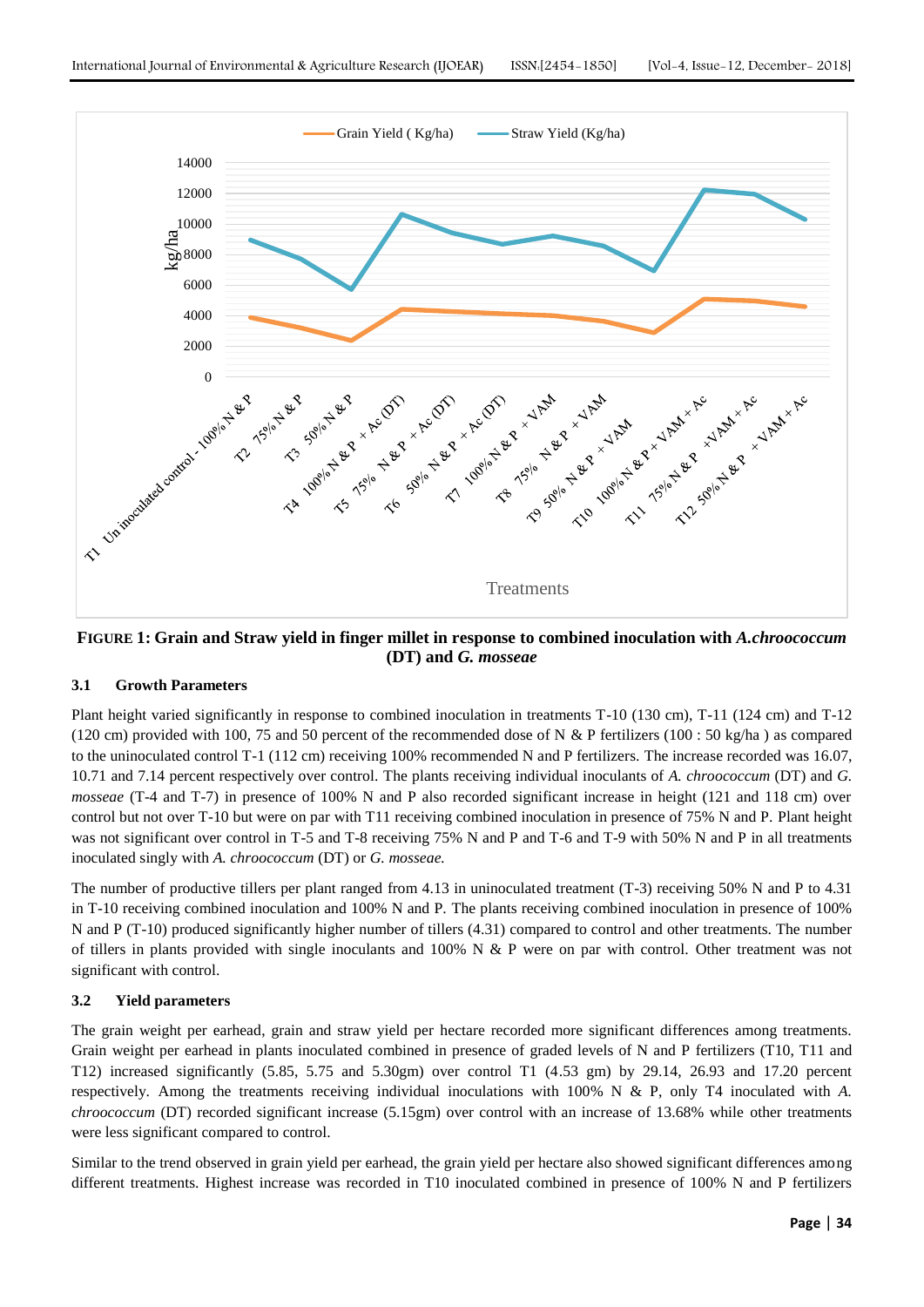**FIGURE 1: Grain and Straw yield in finger millet in response to combined inoculation with *A.chroococcum* (DT) and *G. mosseae***

### 3.1 Growth Parameters

Plant height varied significantly in response to combined inoculation in treatments T-10 (130 cm), T-11 (124 cm) and T-12 (120 cm) provided with 100, 75 and 50 percent of the recommended dose of N & P fertilizers (100 : 50 kg/ha ) as compared to the uninoculated control T-1 (112 cm) receiving 100% recommended N and P fertilizers. The increase recorded was 16.07, 10.71 and 7.14 percent respectively over control. The plants receiving individual inoculants of *A. chroococcum* (DT) and *G. mosseae* (T-4 and T-7) in presence of 100% N and P also recorded significant increase in height (121 and 118 cm) over control but not over T-10 but were on par with T11 receiving combined inoculation in presence of 75% N and P. Plant height was not significant over control in T-5 and T-8 receiving 75% N and P and T-6 and T-9 with 50% N and P in all treatments inoculated singly with *A. chroococcum* (DT) or *G. mosseae.*

The number of productive tillers per plant ranged from 4.13 in uninoculated treatment (T-3) receiving 50% N and P to 4.31 in T-10 receiving combined inoculation and 100% N and P. The plants receiving combined inoculation in presence of 100% N and P (T-10) produced significantly higher number of tillers (4.31) compared to control and other treatments. The number of tillers in plants provided with single inoculants and 100% N & P were on par with control. Other treatment was not significant with control.

### 3.2 Yield parameters

The grain weight per earhead, grain and straw yield per hectare recorded more significant differences among treatments. Grain weight per earhead in plants inoculated combined in presence of graded levels of N and P fertilizers (T10, T11 and T12) increased significantly (5.85, 5.75 and 5.30gm) over control T1 (4.53 gm) by 29.14, 26.93 and 17.20 percent respectively. Among the treatments receiving individual inoculations with 100% N & P, only T4 inoculated with *A. chroococcum* (DT) recorded significant increase (5.15gm) over control with an increase of 13.68% while other treatments were less significant compared to control.

Similar to the trend observed in grain yield per earhead, the grain yield per hectare also showed significant differences among different treatments. Highest increase was recorded in T10 inoculated combined in presence of 100% N and P fertilizers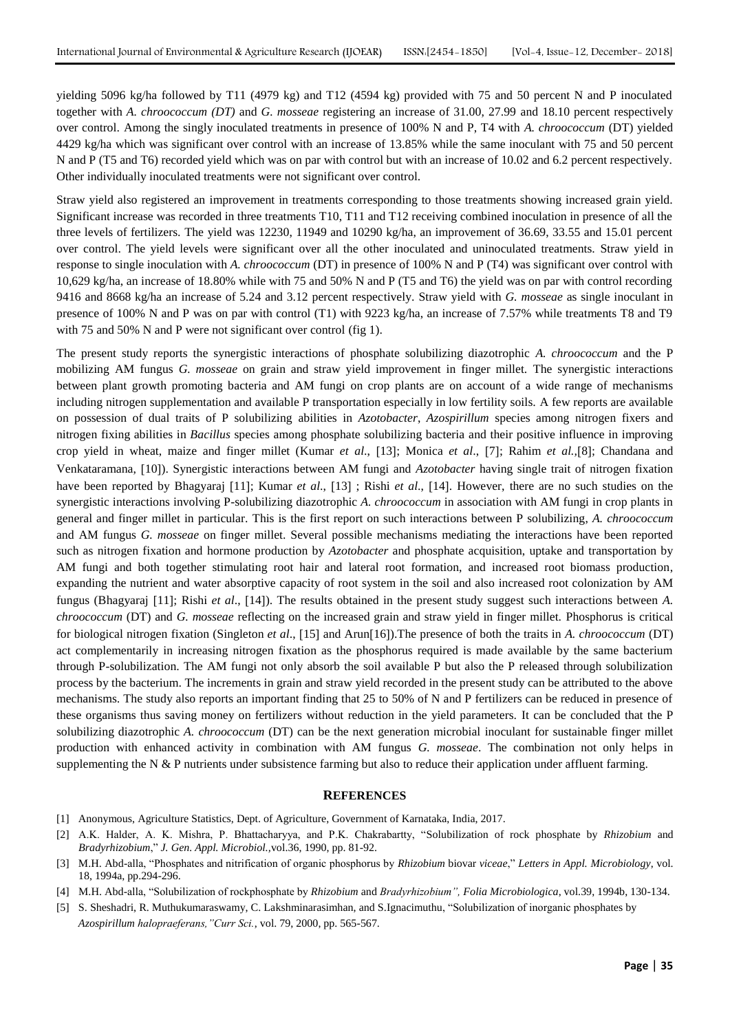yielding 5096 kg/ha followed by T11 (4979 kg) and T12 (4594 kg) provided with 75 and 50 percent N and P inoculated together with *A. chroococcum (DT)* and *G. mosseae* registering an increase of 31.00, 27.99 and 18.10 percent respectively over control. Among the singly inoculated treatments in presence of 100% N and P, T4 with *A. chroococcum* (DT) yielded 4429 kg/ha which was significant over control with an increase of 13.85% while the same inoculant with 75 and 50 percent N and P (T5 and T6) recorded yield which was on par with control but with an increase of 10.02 and 6.2 percent respectively. Other individually inoculated treatments were not significant over control.

Straw yield also registered an improvement in treatments corresponding to those treatments showing increased grain yield. Significant increase was recorded in three treatments T10, T11 and T12 receiving combined inoculation in presence of all the three levels of fertilizers. The yield was 12230, 11949 and 10290 kg/ha, an improvement of 36.69, 33.55 and 15.01 percent over control. The yield levels were significant over all the other inoculated and uninoculated treatments. Straw yield in response to single inoculation with *A. chroococcum* (DT) in presence of 100% N and P (T4) was significant over control with 10,629 kg/ha, an increase of 18.80% while with 75 and 50% N and P (T5 and T6) the yield was on par with control recording 9416 and 8668 kg/ha an increase of 5.24 and 3.12 percent respectively. Straw yield with *G. mosseae* as single inoculant in presence of 100% N and P was on par with control (T1) with 9223 kg/ha, an increase of 7.57% while treatments T8 and T9 with 75 and 50% N and P were not significant over control (fig 1).

The present study reports the synergistic interactions of phosphate solubilizing diazotrophic *A. chroococcum* and the P mobilizing AM fungus *G. mosseae* on grain and straw yield improvement in finger millet. The synergistic interactions between plant growth promoting bacteria and AM fungi on crop plants are on account of a wide range of mechanisms including nitrogen supplementation and available P transportation especially in low fertility soils. A few reports are available on possession of dual traits of P solubilizing abilities in *Azotobacter*, *Azospirillum* species among nitrogen fixers and nitrogen fixing abilities in *Bacillus* species among phosphate solubilizing bacteria and their positive influence in improving crop yield in wheat, maize and finger millet (Kumar *et al*., [13]; Monica *et al*., [7]; Rahim *et al.*,[8]; Chandana and Venkataramana, [10]). Synergistic interactions between AM fungi and *Azotobacter* having single trait of nitrogen fixation have been reported by Bhagyaraj [11]; Kumar *et al*., [13] ; Rishi *et al*., [14]. However, there are no such studies on the synergistic interactions involving P-solubilizing diazotrophic *A. chroococcum* in association with AM fungi in crop plants in general and finger millet in particular. This is the first report on such interactions between P solubilizing, *A. chroococcum* and AM fungus *G. mosseae* on finger millet. Several possible mechanisms mediating the interactions have been reported such as nitrogen fixation and hormone production by *Azotobacter* and phosphate acquisition, uptake and transportation by AM fungi and both together stimulating root hair and lateral root formation, and increased root biomass production, expanding the nutrient and water absorptive capacity of root system in the soil and also increased root colonization by AM fungus (Bhagyaraj [11]; Rishi *et al*., [14]). The results obtained in the present study suggest such interactions between *A. chroococcum* (DT) and *G. mosseae* reflecting on the increased grain and straw yield in finger millet. Phosphorus is critical for biological nitrogen fixation (Singleton *et al*., [15] and Arun[16]).The presence of both the traits in *A. chroococcum* (DT) act complementarily in increasing nitrogen fixation as the phosphorus required is made available by the same bacterium through P-solubilization. The AM fungi not only absorb the soil available P but also the P released through solubilization process by the bacterium. The increments in grain and straw yield recorded in the present study can be attributed to the above mechanisms. The study also reports an important finding that 25 to 50% of N and P fertilizers can be reduced in presence of these organisms thus saving money on fertilizers without reduction in the yield parameters. It can be concluded that the P solubilizing diazotrophic *A. chroococcum* (DT) can be the next generation microbial inoculant for sustainable finger millet production with enhanced activity in combination with AM fungus *G. mosseae*. The combination not only helps in supplementing the N & P nutrients under subsistence farming but also to reduce their application under affluent farming.

## REFERENCES

[1] Anonymous, Agriculture Statistics, Dept. of Agriculture, Government of Karnataka, India, 2017.

[2] A.K. Halder, A. K. Mishra, P. Bhattacharyya, and P.K. Chakrabartty, "Solubilization of rock phosphate by *Rhizobium* and *Bradyrhizobium*," *J. Gen. Appl. Microbiol.*,vol.36, 1990, pp. 81-92.

[3] M.H. Abd-alla, "Phosphates and nitrification of organic phosphorus by *Rhizobium* biovar *viceae*," *Letters in Appl. Microbiology*, vol. 18, 1994a, pp.294-296.

[4] M.H. Abd-alla, "Solubilization of rockphosphate by *Rhizobium* and *Bradyrhizobium", Folia Microbiologica*, vol.39, 1994b, 130-134.

[5] S. Sheshadri, R. Muthukumaraswamy, C. Lakshminarasimhan, and S.Ignacimuthu, "Solubilization of inorganic phosphates by *Azospirillum halopraeferans,"Curr Sci.*, vol. 79, 2000, pp. 565-567.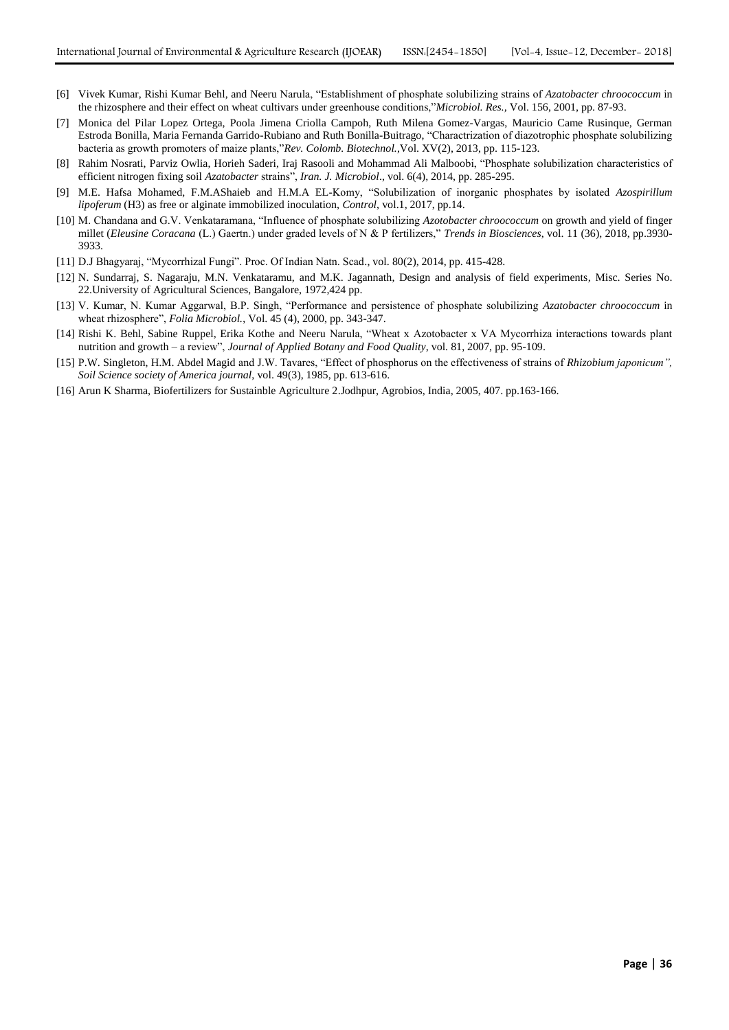[6] Vivek Kumar, Rishi Kumar Behl, and Neeru Narula, "Establishment of phosphate solubilizing strains of *Azatobacter chroococcum* in the rhizosphere and their effect on wheat cultivars under greenhouse conditions,"*Microbiol. Res.,* Vol. 156, 2001, pp. 87-93.

[7] Monica del Pilar Lopez Ortega, Poola Jimena Criolla Campoh, Ruth Milena Gomez-Vargas, Mauricio Came Rusinque, German Estroda Bonilla, Maria Fernanda Garrido-Rubiano and Ruth Bonilla-Buitrago, "Charactrization of diazotrophic phosphate solubilizing bacteria as growth promoters of maize plants,"*Rev. Colomb. Biotechnol.*,Vol. XV(2), 2013, pp. 115-123.

[8] Rahim Nosrati, Parviz Owlia, Horieh Saderi, Iraj Rasooli and Mohammad Ali Malboobi, "Phosphate solubilization characteristics of efficient nitrogen fixing soil *Azatobacter* strains", *Iran. J. Microbiol*., vol. 6(4), 2014, pp. 285-295.

[9] M.E. Hafsa Mohamed, F.M.AShaieb and H.M.A EL-Komy, "Solubilization of inorganic phosphates by isolated *Azospirillum lipoferum* (H3) as free or alginate immobilized inoculation, *Control*, vol.1, 2017, pp.14.

[10] M. Chandana and G.V. Venkataramana, "Influence of phosphate solubilizing *Azotobacter chroococcum* on growth and yield of finger millet (*Eleusine Coracana* (L.) Gaertn.) under graded levels of N & P fertilizers," *Trends in Biosciences*, vol. 11 (36), 2018, pp.3930-3933.

[11] D.J Bhagyaraj, "Mycorrhizal Fungi". Proc. Of Indian Natn. Scad., vol. 80(2), 2014, pp. 415-428.

[12] N. Sundarraj, S. Nagaraju, M.N. Venkataramu, and M.K. Jagannath, Design and analysis of field experiments, Misc. Series No. 22.University of Agricultural Sciences, Bangalore, 1972,424 pp.

[13] V. Kumar, N. Kumar Aggarwal, B.P. Singh, "Performance and persistence of phosphate solubilizing *Azatobacter chroococcum* in wheat rhizosphere", *Folia Microbiol.*, Vol. 45 (4), 2000, pp. 343-347.

[14] Rishi K. Behl, Sabine Ruppel, Erika Kothe and Neeru Narula, "Wheat x Azotobacter x VA Mycorrhiza interactions towards plant nutrition and growth – a review", *Journal of Applied Botany and Food Quality*, vol. 81, 2007, pp. 95-109.

[15] P.W. Singleton, H.M. Abdel Magid and J.W. Tavares, "Effect of phosphorus on the effectiveness of strains of *Rhizobium japonicum", Soil Science society of America journal*, vol. 49(3), 1985, pp. 613-616.

[16] Arun K Sharma, Biofertilizers for Sustainble Agriculture 2.Jodhpur, Agrobios, India, 2005, 407. pp.163-166.